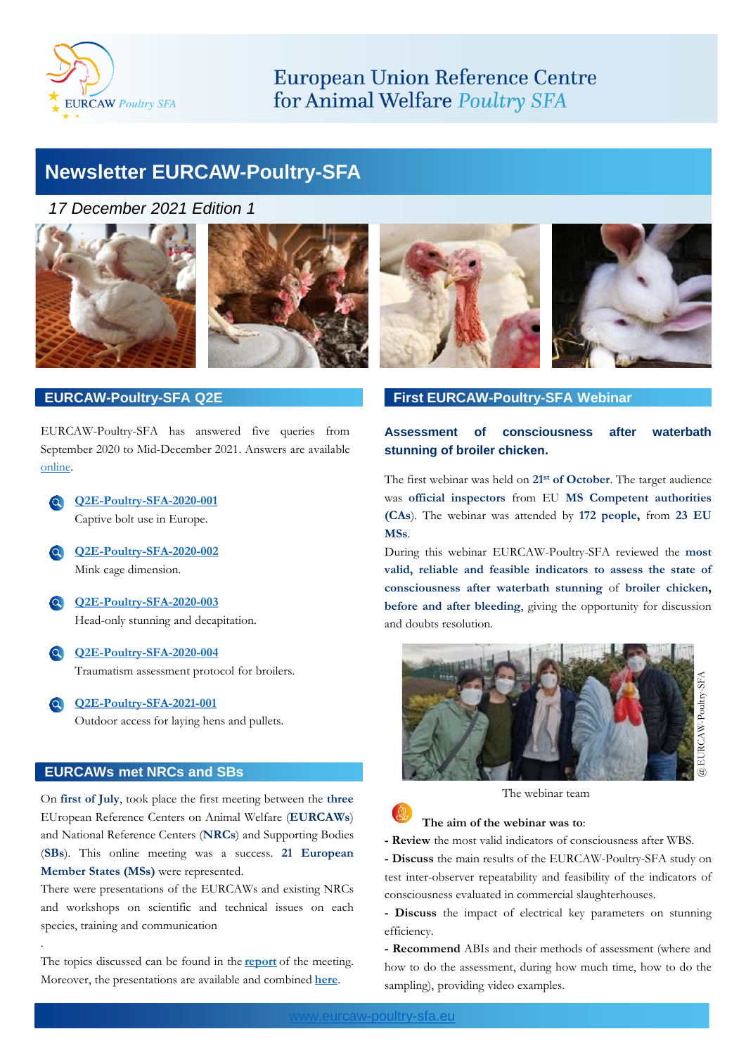European Union Reference Centre for Animal Welfare *Poultry SFA*

# Newsletter EURCAW-Poultry-SFA

*17 December 2021 Edition 1*

## EURCAW-Poultry-SFA Q2E

EURCAW-Poultry-SFA has answered five queries from September 2020 to Mid-December 2021. Answers are available [online](#).

- [Q2E-Poultry-SFA-2020-001](#)
  Captive bolt use in Europe.
- [Q2E-Poultry-SFA-2020-002](#)
  Mink cage dimension.
- [Q2E-Poultry-SFA-2020-003](#)
  Head-only stunning and decapitation.
- [Q2E-Poultry-SFA-2020-004](#)
  Traumatism assessment protocol for broilers.
- [Q2E-Poultry-SFA-2021-001](#)
  Outdoor access for laying hens and pullets.

## EURCAWs met NRCs and SBs

On **first of July**, took place the first meeting between the **three** EUropean Reference Centers on Animal Welfare (**EURCAWs**) and National Reference Centers (**NRCs**) and Supporting Bodies (**SBs**). This online meeting was a success. **21 European Member States (MSs)** were represented.

There were presentations of the EURCAWs and existing NRCs and workshops on scientific and technical issues on each species, training and communication

.

The topics discussed can be found in the [**report**](#) of the meeting. Moreover, the presentations are available and combined [**here**](#).

## First EURCAW-Poultry-SFA Webinar

### Assessment of consciousness after waterbath stunning of broiler chicken.

The first webinar was held on **21st of October**. The target audience was **official inspectors** from EU **MS Competent authorities (CAs)**. The webinar was attended by **172 people,** from **23 EU MSs**.

During this webinar EURCAW-Poultry-SFA reviewed the **most valid, reliable and feasible indicators to assess the state of consciousness after waterbath stunning** of **broiler chicken, before and after bleeding**, giving the opportunity for discussion and doubts resolution.

@ EURCAW-Poultry-SFA

The webinar team

**The aim of the webinar was to**:

- **Review** the most valid indicators of consciousness after WBS.
- **Discuss** the main results of the EURCAW-Poultry-SFA study on test inter-observer repeatability and feasibility of the indicators of consciousness evaluated in commercial slaughterhouses.
- **Discuss** the impact of electrical key parameters on stunning efficiency.
- **Recommend** ABIs and their methods of assessment (where and how to do the assessment, during how much time, how to do the sampling), providing video examples.

[www.eurcaw-poultry-sfa.eu](http://www.eurcaw-poultry-sfa.eu)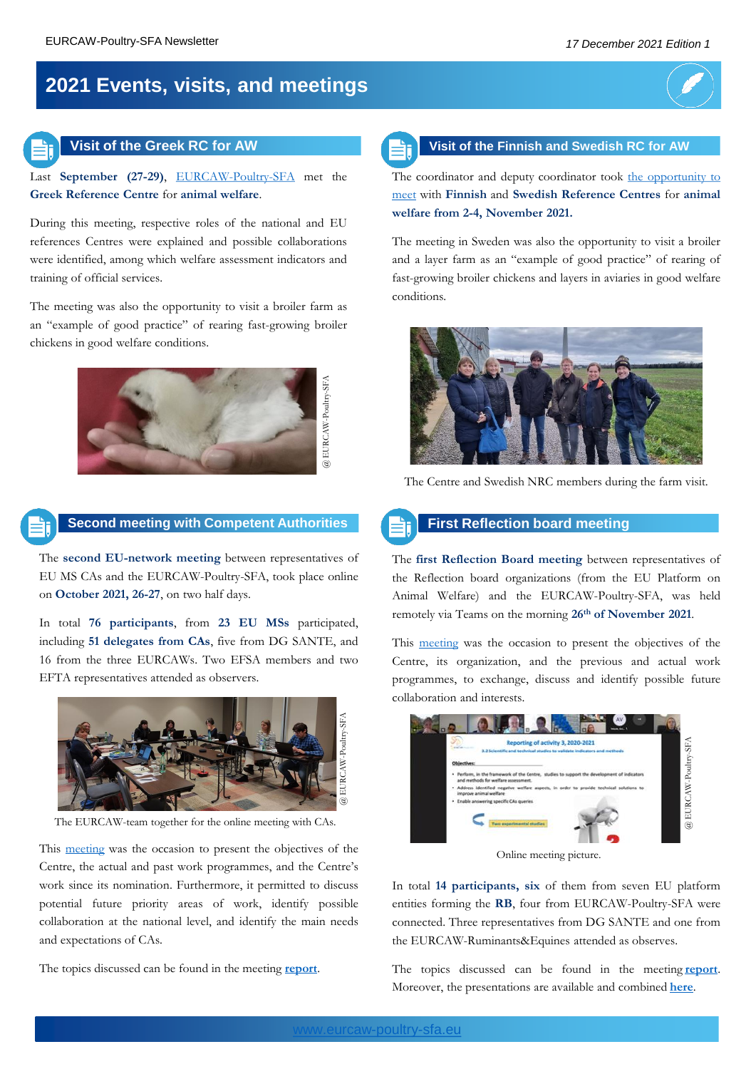# 2021 Events, visits, and meetings

## Visit of the Greek RC for AW

Last **September (27-29)**, EURCAW-Poultry-SFA met the **Greek Reference Centre** for **animal welfare**.

During this meeting, respective roles of the national and EU references Centres were explained and possible collaborations were identified, among which welfare assessment indicators and training of official services.

The meeting was also the opportunity to visit a broiler farm as an "example of good practice" of rearing fast-growing broiler chickens in good welfare conditions.

## Second meeting with Competent Authorities

The **second EU-network meeting** between representatives of EU MS CAs and the EURCAW-Poultry-SFA, took place online on **October 2021, 26-27**, on two half days.

In total **76 participants**, from **23 EU MSs** participated, including **51 delegates from CAs**, five from DG SANTE, and 16 from the three EURCAWs. Two EFSA members and two EFTA representatives attended as observers.

The EURCAW-team together for the online meeting with CAs.

This meeting was the occasion to present the objectives of the Centre, the actual and past work programmes, and the Centre's work since its nomination. Furthermore, it permitted to discuss potential future priority areas of work, identify possible collaboration at the national level, and identify the main needs and expectations of CAs.

The topics discussed can be found in the meeting **report**.

## Visit of the Finnish and Swedish RC for AW

The coordinator and deputy coordinator took the opportunity to meet with **Finnish** and **Swedish Reference Centres** for **animal welfare from 2-4, November 2021.**

The meeting in Sweden was also the opportunity to visit a broiler and a layer farm as an "example of good practice" of rearing of fast-growing broiler chickens and layers in aviaries in good welfare conditions.

The Centre and Swedish NRC members during the farm visit.

## First Reflection board meeting

The **first Reflection Board meeting** between representatives of the Reflection board organizations (from the EU Platform on Animal Welfare) and the EURCAW-Poultry-SFA, was held remotely via Teams on the morning **26th of November 2021**.

This meeting was the occasion to present the objectives of the Centre, its organization, and the previous and actual work programmes, to exchange, discuss and identify possible future collaboration and interests.

Online meeting picture.

In total **14 participants, six** of them from seven EU platform entities forming the **RB**, four from EURCAW-Poultry-SFA were connected. Three representatives from DG SANTE and one from the EURCAW-Ruminants&Equines attended as observes.

The topics discussed can be found in the meeting **report**. Moreover, the presentations are available and combined **here**.

www.eurcaw-poultry-sfa.eu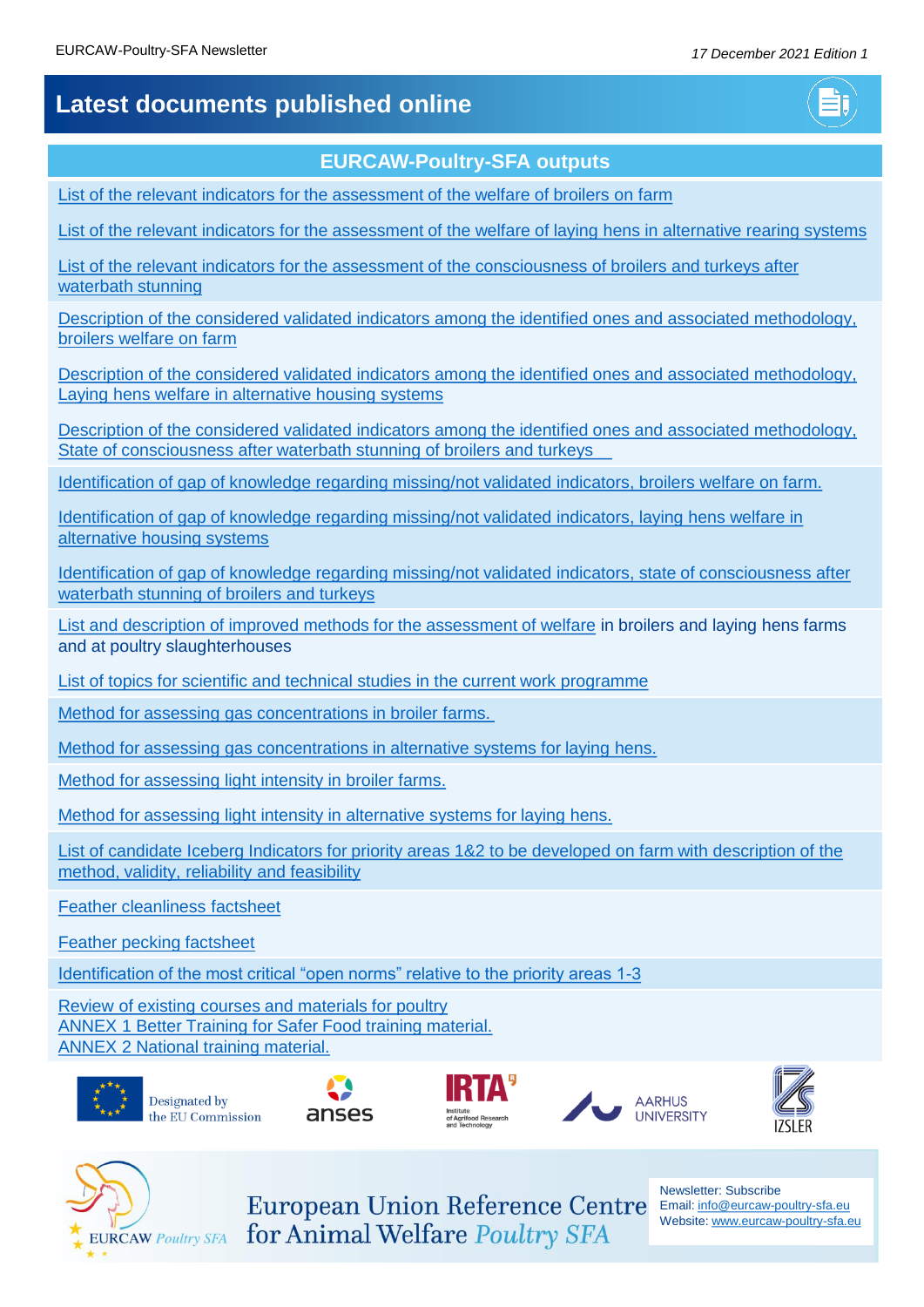# Latest documents published online

## EURCAW-Poultry-SFA outputs

List of the relevant indicators for the assessment of the welfare of broilers on farm

List of the relevant indicators for the assessment of the welfare of laying hens in alternative rearing systems

List of the relevant indicators for the assessment of the consciousness of broilers and turkeys after waterbath stunning

Description of the considered validated indicators among the identified ones and associated methodology, broilers welfare on farm

Description of the considered validated indicators among the identified ones and associated methodology, Laying hens welfare in alternative housing systems

Description of the considered validated indicators among the identified ones and associated methodology, State of consciousness after waterbath stunning of broilers and turkeys

Identification of gap of knowledge regarding missing/not validated indicators, broilers welfare on farm.

Identification of gap of knowledge regarding missing/not validated indicators, laying hens welfare in alternative housing systems

Identification of gap of knowledge regarding missing/not validated indicators, state of consciousness after waterbath stunning of broilers and turkeys

List and description of improved methods for the assessment of welfare in broilers and laying hens farms and at poultry slaughterhouses

List of topics for scientific and technical studies in the current work programme

Method for assessing gas concentrations in broiler farms.

Method for assessing gas concentrations in alternative systems for laying hens.

Method for assessing light intensity in broiler farms.

Method for assessing light intensity in alternative systems for laying hens.

List of candidate Iceberg Indicators for priority areas 1&2 to be developed on farm with description of the method, validity, reliability and feasibility

Feather cleanliness factsheet

Feather pecking factsheet

Identification of the most critical “open norms” relative to the priority areas 1-3

Review of existing courses and materials for poultry
ANNEX 1 Better Training for Safer Food training material.
ANNEX 2 National training material.

Designated by the EU Commission

anses

IRTA Institute of Agrifood Research and Technology

AARHUS UNIVERSITY

IZSLER

EURCAW Poultry SFA

European Union Reference Centre for Animal Welfare *Poultry SFA*

Newsletter: Subscribe
Email: info@eurcaw-poultry-sfa.eu
Website: www.eurcaw-poultry-sfa.eu